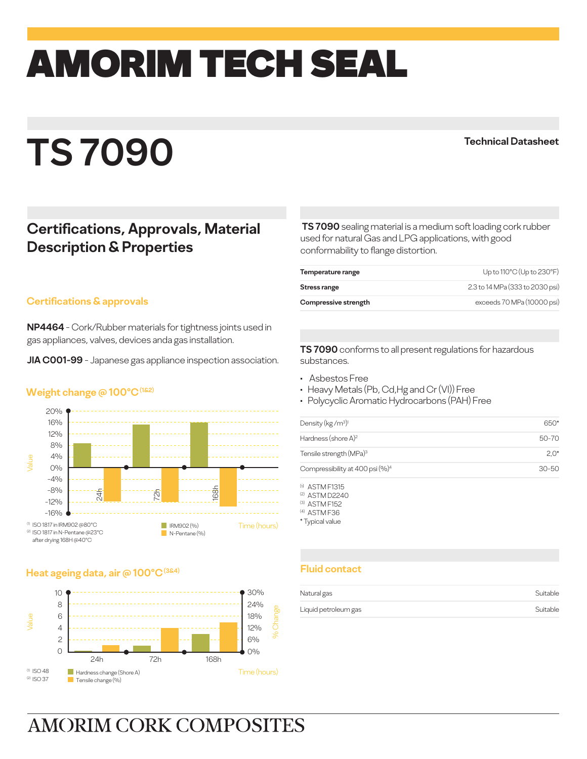# AMORIM TECH SEAL

# TS 7090

**Technical Datasheet**

## Certifications, Approvals, Material Description & Properties

**TS 7090** sealing material is a medium soft loading cork rubber used for natural Gas and LPG applications, with good conformability to flange distortion.

| | |
|---|---|
| **Temperature range** | Up to 110°C (Up to 230°F) |
| **Stress range** | 2.3 to 14 MPa (333 to 2030 psi) |
| **Compressive strength** | exceeds 70 MPa (10000 psi) |

### Certifications & approvals

**NP4464** - Cork/Rubber materials for tightness joints used in gas appliances, valves, devices anda gas installation.

**JIA C001-99** - Japanese gas appliance inspection association.

**TS 7090** conforms to all present regulations for hazardous substances.

- Asbestos Free
- Heavy Metals (Pb, Cd,Hg and Cr (VI)) Free
- Polycyclic Aromatic Hydrocarbons (PAH) Free

| | |
|---|---|
| Density (kg/m³)[1] | 650* |
| Hardness (shore A)[2] | 50-70 |
| Tensile strength (MPa)[3] | 2,0* |
| Compressibility at 400 psi (%)[4] | 30-50 |

[1] ASTM F1315
[2] ASTM D2240
[3] ASTM F152
[4] ASTM F36
* Typical value

### Weight change @ 100°C [1&2]

Value: 20%, 16%, 12%, 8%, 4%, 0%, -4%, -8%, -12%, -16%

Time (hours): 24h, 72h, 168h

IRM902 (%)
N-Pentane (%)

[1] ISO 1817 in IRM902 @80°C
[2] ISO 1817 in N-Pentane @23°C after drying 168H @40°C

### Heat ageing data, air @ 100°C [3&4]

Value: 10, 8, 6, 4, 2, 0

% Change: 30%, 24%, 18%, 12%, 6%, 0%

Time (hours): 24h, 72h, 168h

Hardness change (Shore A)
Tensile change (%)

[1] ISO 48
[2] ISO 37

### Fluid contact

| | |
|---|---|
| Natural gas | Suitable |
| Liquid petroleum gas | Suitable |

AMORIM CORK COMPOSITES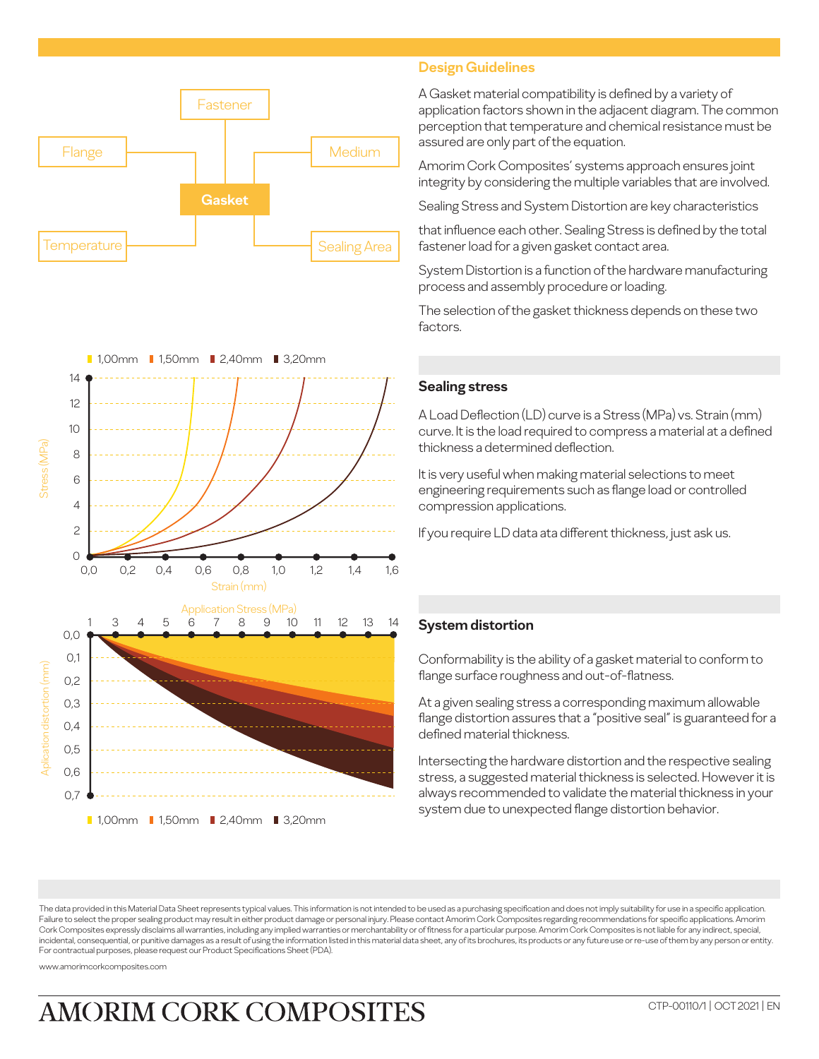Fastener

Flange

Medium

Gasket

Temperature

Sealing Area

## Design Guidelines

A Gasket material compatibility is defined by a variety of application factors shown in the adjacent diagram. The common perception that temperature and chemical resistance must be assured are only part of the equation.

Amorim Cork Composites' systems approach ensures joint integrity by considering the multiple variables that are involved.

Sealing Stress and System Distortion are key characteristics

that influence each other. Sealing Stress is defined by the total fastener load for a given gasket contact area.

System Distortion is a function of the hardware manufacturing process and assembly procedure or loading.

The selection of the gasket thickness depends on these two factors.

1,00mm 1,50mm 2,40mm 3,20mm

Stress (MPa)

14
12
10
8
6
4
2
0

0,0 0,2 0,4 0,6 0,8 1,0 1,2 1,4 1,6

Strain (mm)

## Sealing stress

A Load Deflection (LD) curve is a Stress (MPa) vs. Strain (mm) curve. It is the load required to compress a material at a defined thickness a determined deflection.

It is very useful when making material selections to meet engineering requirements such as flange load or controlled compression applications.

If you require LD data ata different thickness, just ask us.

Application Stress (MPa)

1 3 4 5 6 7 8 9 10 11 12 13 14

Aplication distortion (mm)

0,0
0,1
0,2
0,3
0,4
0,5
0,6
0,7

1,00mm 1,50mm 2,40mm 3,20mm

## System distortion

Conformability is the ability of a gasket material to conform to flange surface roughness and out-of-flatness.

At a given sealing stress a corresponding maximum allowable flange distortion assures that a "positive seal" is guaranteed for a defined material thickness.

Intersecting the hardware distortion and the respective sealing stress, a suggested material thickness is selected. However it is always recommended to validate the material thickness in your system due to unexpected flange distortion behavior.

The data provided in this Material Data Sheet represents typical values. This information is not intended to be used as a purchasing specification and does not imply suitability for use in a specific application. Failure to select the proper sealing product may result in either product damage or personal injury. Please contact Amorim Cork Composites regarding recommendations for specific applications. Amorim Cork Composites expressly disclaims all warranties, including any implied warranties or merchantability or of fitness for a particular purpose. Amorim Cork Composites is not liable for any indirect, special, incidental, consequential, or punitive damages as a result of using the information listed in this material data sheet, any of its brochures, its products or any future use or re-use of them by any person or entity. For contractual purposes, please request our Product Specifications Sheet (PDA).

www.amorimcorkcomposites.com

AMORIM CORK COMPOSITES

CTP-00110/1 | OCT 2021 | EN